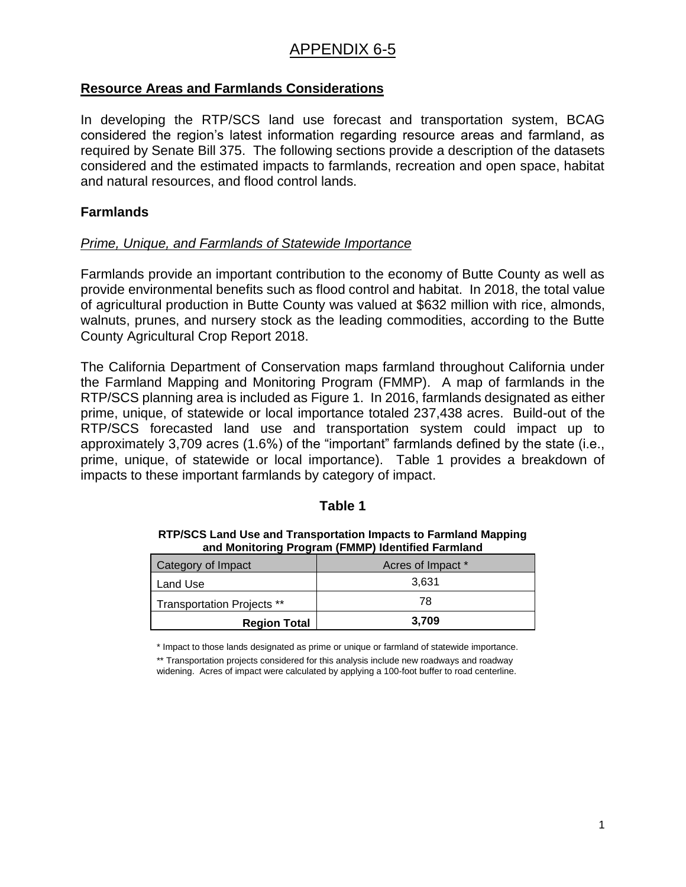# APPENDIX 6-5

## Resource Areas and Farmlands Considerations

In developing the RTP/SCS land use forecast and transportation system, BCAG considered the region's latest information regarding resource areas and farmland, as required by Senate Bill 375. The following sections provide a description of the datasets considered and the estimated impacts to farmlands, recreation and open space, habitat and natural resources, and flood control lands.

### Farmlands

#### *Prime, Unique, and Farmlands of Statewide Importance*

Farmlands provide an important contribution to the economy of Butte County as well as provide environmental benefits such as flood control and habitat. In 2018, the total value of agricultural production in Butte County was valued at $632 million with rice, almonds, walnuts, prunes, and nursery stock as the leading commodities, according to the Butte County Agricultural Crop Report 2018.

The California Department of Conservation maps farmland throughout California under the Farmland Mapping and Monitoring Program (FMMP). A map of farmlands in the RTP/SCS planning area is included as Figure 1. In 2016, farmlands designated as either prime, unique, of statewide or local importance totaled 237,438 acres. Build-out of the RTP/SCS forecasted land use and transportation system could impact up to approximately 3,709 acres (1.6%) of the "important" farmlands defined by the state (i.e., prime, unique, of statewide or local importance). Table 1 provides a breakdown of impacts to these important farmlands by category of impact.

**Table 1**

**RTP/SCS Land Use and Transportation Impacts to Farmland Mapping and Monitoring Program (FMMP) Identified Farmland**

| Category of Impact | Acres of Impact * |
|---|---|
| Land Use | 3,631 |
| Transportation Projects ** | 78 |
| **Region Total** | **3,709** |

\* Impact to those lands designated as prime or unique or farmland of statewide importance.

** Transportation projects considered for this analysis include new roadways and roadway widening. Acres of impact were calculated by applying a 100-foot buffer to road centerline.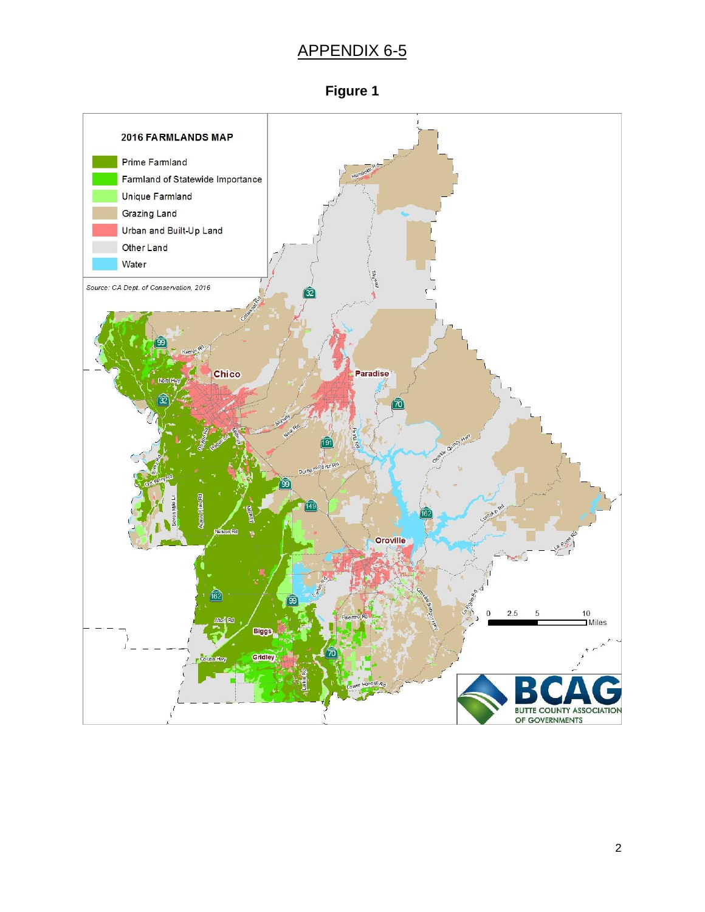# APPENDIX 6-5

## Figure 1

**2016 FARMLANDS MAP**

- Prime Farmland
- Farmland of Statewide Importance
- Unique Farmland
- Grazing Land
- Urban and Built-Up Land
- Other Land
- Water

*Source: CA Dept. of Conservation, 2016*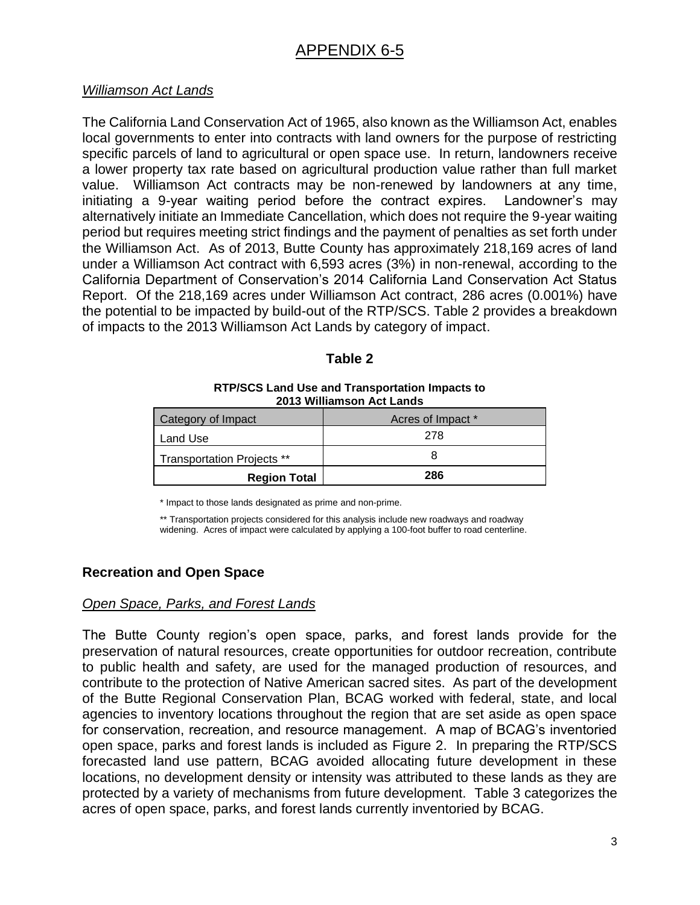# APPENDIX 6-5

*Williamson Act Lands*

The California Land Conservation Act of 1965, also known as the Williamson Act, enables local governments to enter into contracts with land owners for the purpose of restricting specific parcels of land to agricultural or open space use. In return, landowners receive a lower property tax rate based on agricultural production value rather than full market value. Williamson Act contracts may be non-renewed by landowners at any time, initiating a 9-year waiting period before the contract expires. Landowner's may alternatively initiate an Immediate Cancellation, which does not require the 9-year waiting period but requires meeting strict findings and the payment of penalties as set forth under the Williamson Act. As of 2013, Butte County has approximately 218,169 acres of land under a Williamson Act contract with 6,593 acres (3%) in non-renewal, according to the California Department of Conservation's 2014 California Land Conservation Act Status Report. Of the 218,169 acres under Williamson Act contract, 286 acres (0.001%) have the potential to be impacted by build-out of the RTP/SCS. Table 2 provides a breakdown of impacts to the 2013 Williamson Act Lands by category of impact.

**Table 2**

**RTP/SCS Land Use and Transportation Impacts to 2013 Williamson Act Lands**

| Category of Impact | Acres of Impact * |
|---|---|
| Land Use | 278 |
| Transportation Projects ** | 8 |
| **Region Total** | **286** |

\* Impact to those lands designated as prime and non-prime.

\** Transportation projects considered for this analysis include new roadways and roadway widening. Acres of impact were calculated by applying a 100-foot buffer to road centerline.

## Recreation and Open Space

*Open Space, Parks, and Forest Lands*

The Butte County region's open space, parks, and forest lands provide for the preservation of natural resources, create opportunities for outdoor recreation, contribute to public health and safety, are used for the managed production of resources, and contribute to the protection of Native American sacred sites. As part of the development of the Butte Regional Conservation Plan, BCAG worked with federal, state, and local agencies to inventory locations throughout the region that are set aside as open space for conservation, recreation, and resource management. A map of BCAG's inventoried open space, parks and forest lands is included as Figure 2. In preparing the RTP/SCS forecasted land use pattern, BCAG avoided allocating future development in these locations, no development density or intensity was attributed to these lands as they are protected by a variety of mechanisms from future development. Table 3 categorizes the acres of open space, parks, and forest lands currently inventoried by BCAG.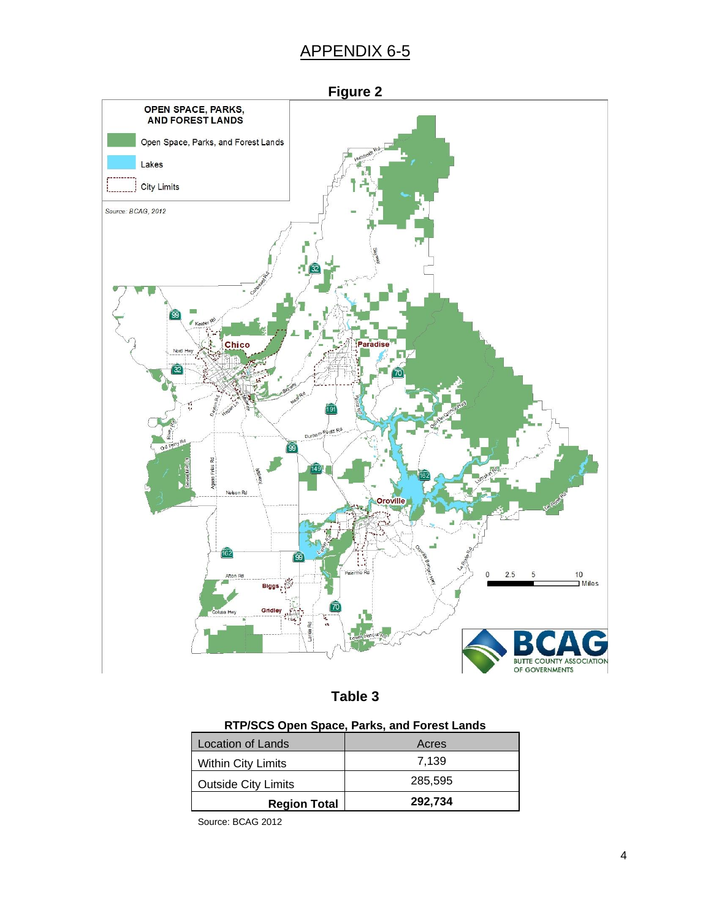# APPENDIX 6-5

**Figure 2**

**Table 3**

**RTP/SCS Open Space, Parks, and Forest Lands**

| Location of Lands | Acres |
|---|---|
| Within City Limits | 7,139 |
| Outside City Limits | 285,595 |
| **Region Total** | **292,734** |

Source: BCAG 2012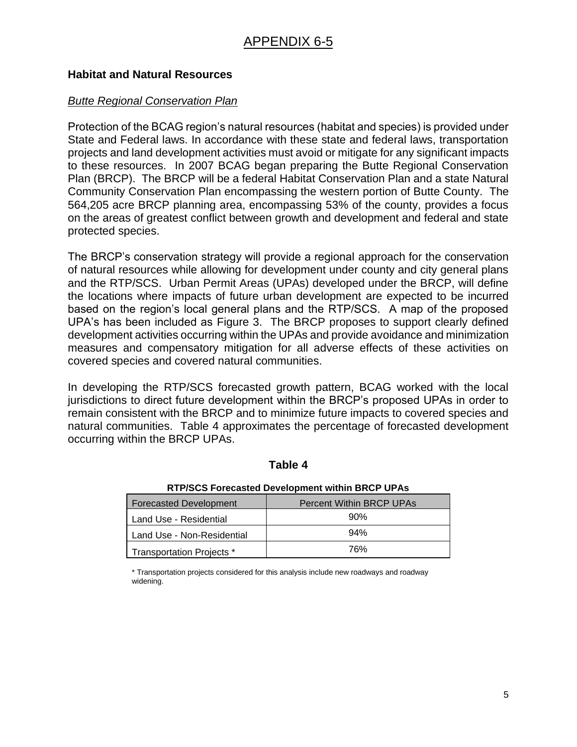# APPENDIX 6-5

## Habitat and Natural Resources

### *Butte Regional Conservation Plan*

Protection of the BCAG region's natural resources (habitat and species) is provided under State and Federal laws. In accordance with these state and federal laws, transportation projects and land development activities must avoid or mitigate for any significant impacts to these resources. In 2007 BCAG began preparing the Butte Regional Conservation Plan (BRCP). The BRCP will be a federal Habitat Conservation Plan and a state Natural Community Conservation Plan encompassing the western portion of Butte County. The 564,205 acre BRCP planning area, encompassing 53% of the county, provides a focus on the areas of greatest conflict between growth and development and federal and state protected species.

The BRCP's conservation strategy will provide a regional approach for the conservation of natural resources while allowing for development under county and city general plans and the RTP/SCS. Urban Permit Areas (UPAs) developed under the BRCP, will define the locations where impacts of future urban development are expected to be incurred based on the region's local general plans and the RTP/SCS. A map of the proposed UPA's has been included as Figure 3. The BRCP proposes to support clearly defined development activities occurring within the UPAs and provide avoidance and minimization measures and compensatory mitigation for all adverse effects of these activities on covered species and covered natural communities.

In developing the RTP/SCS forecasted growth pattern, BCAG worked with the local jurisdictions to direct future development within the BRCP's proposed UPAs in order to remain consistent with the BRCP and to minimize future impacts to covered species and natural communities. Table 4 approximates the percentage of forecasted development occurring within the BRCP UPAs.

**Table 4**

**RTP/SCS Forecasted Development within BRCP UPAs**

| Forecasted Development | Percent Within BRCP UPAs |
|---|---|
| Land Use - Residential | 90% |
| Land Use - Non-Residential | 94% |
| Transportation Projects * | 76% |

\* Transportation projects considered for this analysis include new roadways and roadway widening.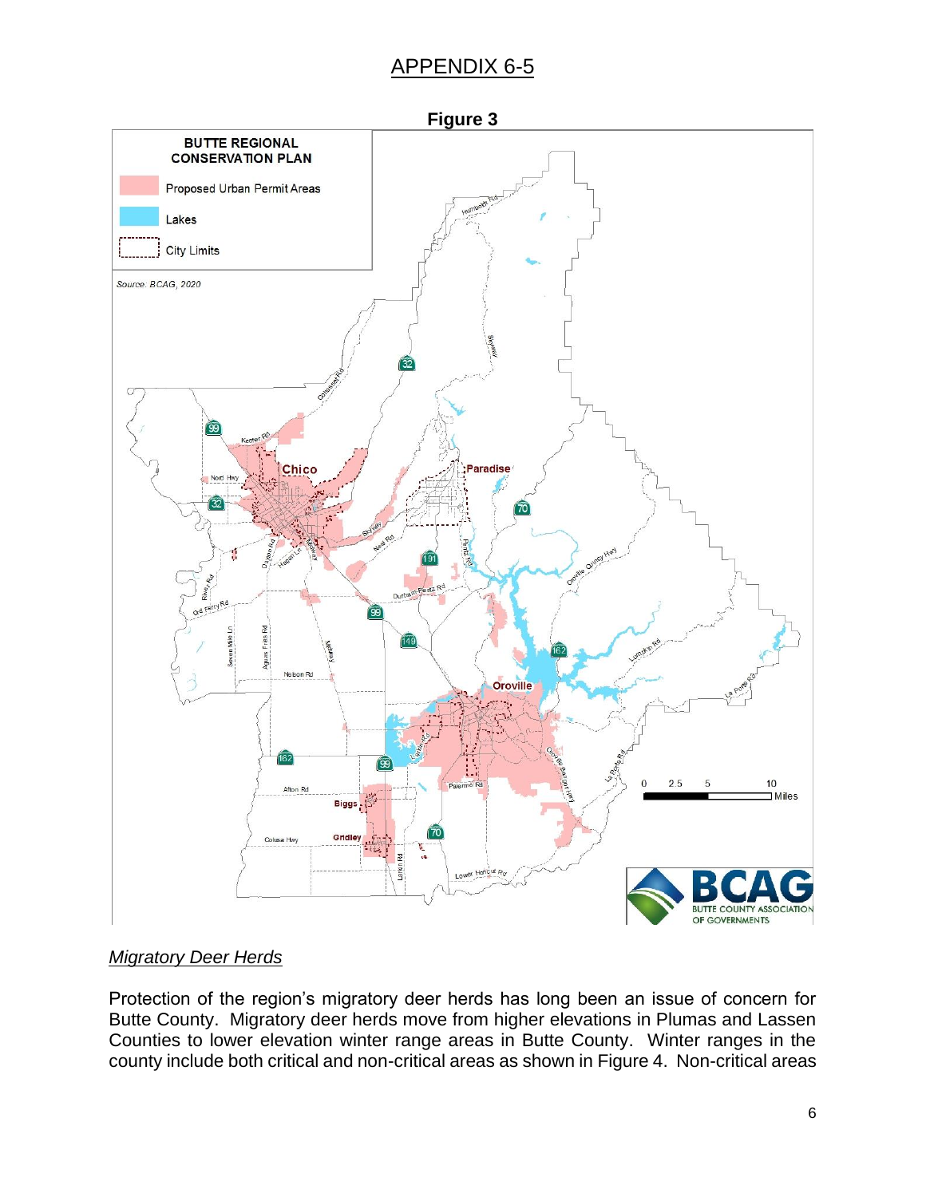# APPENDIX 6-5

**Figure 3**

### *Migratory Deer Herds*

Protection of the region's migratory deer herds has long been an issue of concern for Butte County. Migratory deer herds move from higher elevations in Plumas and Lassen Counties to lower elevation winter range areas in Butte County. Winter ranges in the county include both critical and non-critical areas as shown in Figure 4. Non-critical areas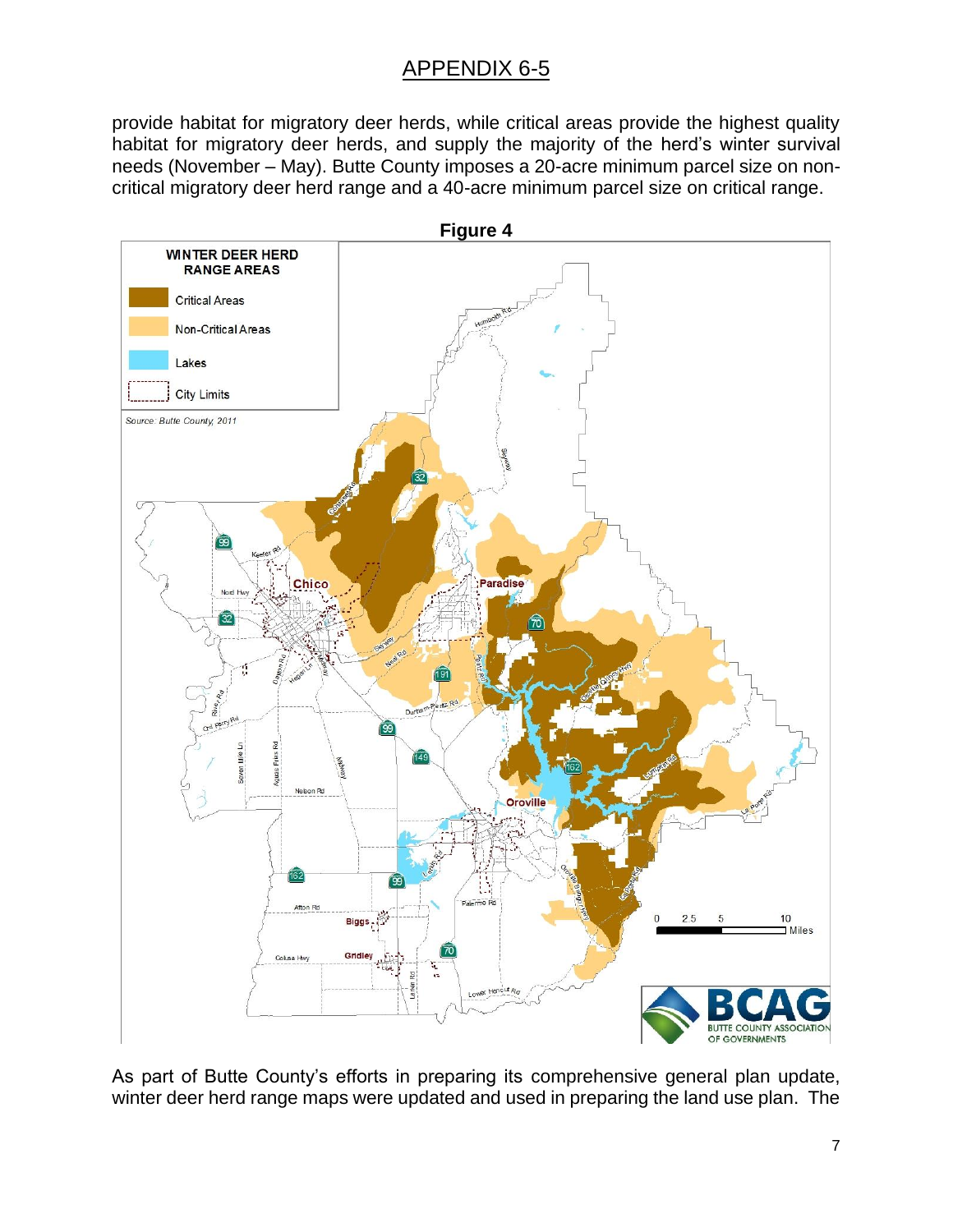provide habitat for migratory deer herds, while critical areas provide the highest quality habitat for migratory deer herds, and supply the majority of the herd's winter survival needs (November – May). Butte County imposes a 20-acre minimum parcel size on non-critical migratory deer herd range and a 40-acre minimum parcel size on critical range.

**Figure 4**

As part of Butte County's efforts in preparing its comprehensive general plan update, winter deer herd range maps were updated and used in preparing the land use plan. The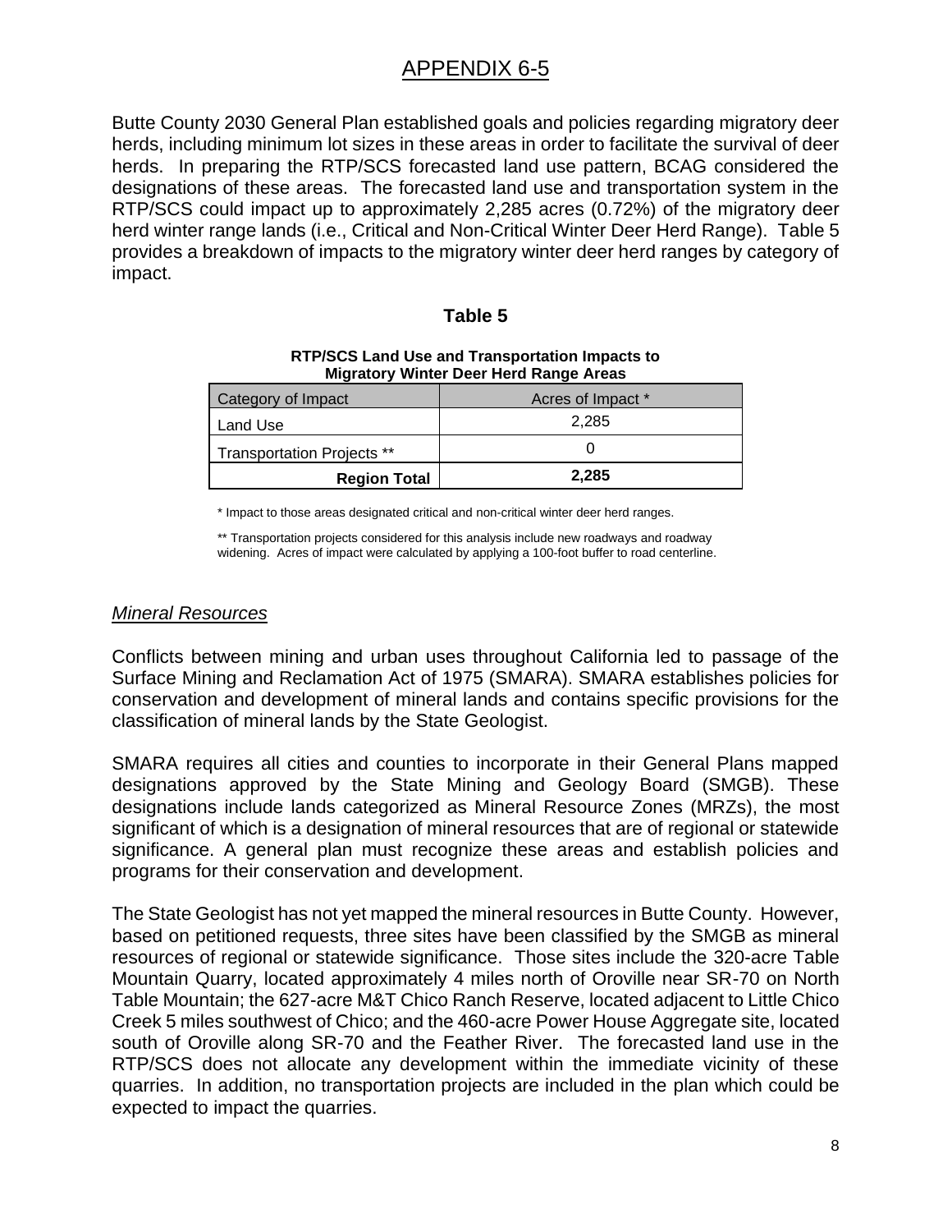# APPENDIX 6-5

Butte County 2030 General Plan established goals and policies regarding migratory deer herds, including minimum lot sizes in these areas in order to facilitate the survival of deer herds. In preparing the RTP/SCS forecasted land use pattern, BCAG considered the designations of these areas. The forecasted land use and transportation system in the RTP/SCS could impact up to approximately 2,285 acres (0.72%) of the migratory deer herd winter range lands (i.e., Critical and Non-Critical Winter Deer Herd Range). Table 5 provides a breakdown of impacts to the migratory winter deer herd ranges by category of impact.

### Table 5

**RTP/SCS Land Use and Transportation Impacts to Migratory Winter Deer Herd Range Areas**

| Category of Impact | Acres of Impact * |
|---|---|
| Land Use | 2,285 |
| Transportation Projects ** | 0 |
| **Region Total** | **2,285** |

\* Impact to those areas designated critical and non-critical winter deer herd ranges.

** Transportation projects considered for this analysis include new roadways and roadway widening. Acres of impact were calculated by applying a 100-foot buffer to road centerline.

*Mineral Resources*

Conflicts between mining and urban uses throughout California led to passage of the Surface Mining and Reclamation Act of 1975 (SMARA). SMARA establishes policies for conservation and development of mineral lands and contains specific provisions for the classification of mineral lands by the State Geologist.

SMARA requires all cities and counties to incorporate in their General Plans mapped designations approved by the State Mining and Geology Board (SMGB). These designations include lands categorized as Mineral Resource Zones (MRZs), the most significant of which is a designation of mineral resources that are of regional or statewide significance. A general plan must recognize these areas and establish policies and programs for their conservation and development.

The State Geologist has not yet mapped the mineral resources in Butte County. However, based on petitioned requests, three sites have been classified by the SMGB as mineral resources of regional or statewide significance. Those sites include the 320-acre Table Mountain Quarry, located approximately 4 miles north of Oroville near SR-70 on North Table Mountain; the 627-acre M&T Chico Ranch Reserve, located adjacent to Little Chico Creek 5 miles southwest of Chico; and the 460-acre Power House Aggregate site, located south of Oroville along SR-70 and the Feather River. The forecasted land use in the RTP/SCS does not allocate any development within the immediate vicinity of these quarries. In addition, no transportation projects are included in the plan which could be expected to impact the quarries.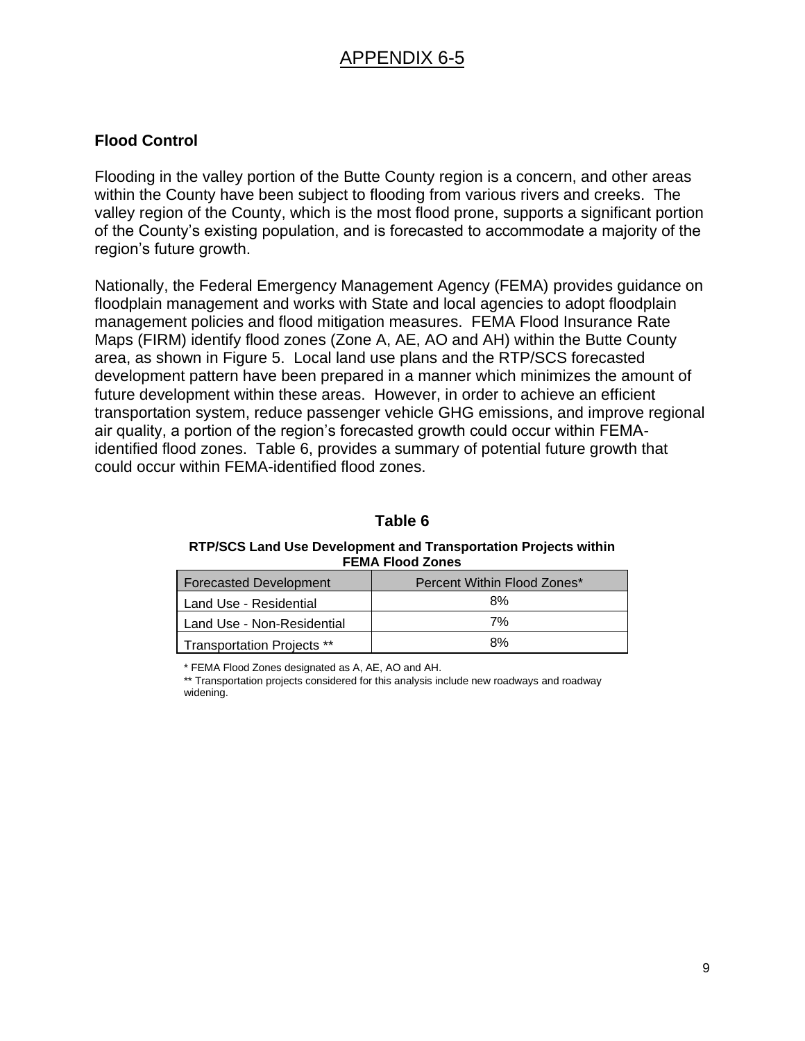# APPENDIX 6-5

## Flood Control

Flooding in the valley portion of the Butte County region is a concern, and other areas within the County have been subject to flooding from various rivers and creeks. The valley region of the County, which is the most flood prone, supports a significant portion of the County's existing population, and is forecasted to accommodate a majority of the region's future growth.

Nationally, the Federal Emergency Management Agency (FEMA) provides guidance on floodplain management and works with State and local agencies to adopt floodplain management policies and flood mitigation measures. FEMA Flood Insurance Rate Maps (FIRM) identify flood zones (Zone A, AE, AO and AH) within the Butte County area, as shown in Figure 5. Local land use plans and the RTP/SCS forecasted development pattern have been prepared in a manner which minimizes the amount of future development within these areas. However, in order to achieve an efficient transportation system, reduce passenger vehicle GHG emissions, and improve regional air quality, a portion of the region's forecasted growth could occur within FEMA-identified flood zones. Table 6, provides a summary of potential future growth that could occur within FEMA-identified flood zones.

**Table 6**

**RTP/SCS Land Use Development and Transportation Projects within FEMA Flood Zones**

| Forecasted Development | Percent Within Flood Zones* |
|---|---|
| Land Use - Residential | 8% |
| Land Use - Non-Residential | 7% |
| Transportation Projects ** | 8% |

\* FEMA Flood Zones designated as A, AE, AO and AH.

\** Transportation projects considered for this analysis include new roadways and roadway widening.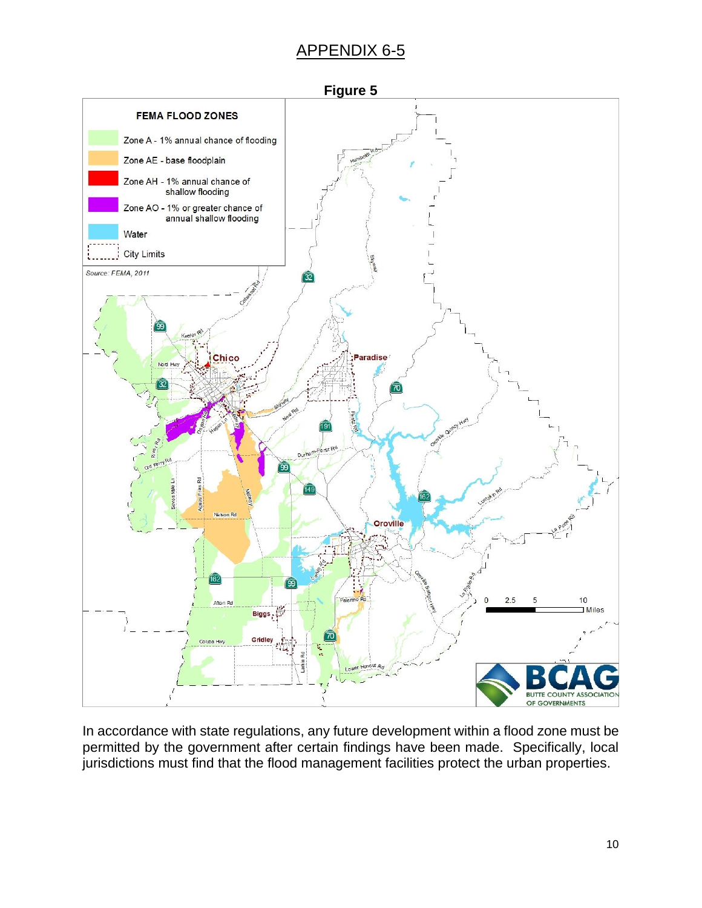# APPENDIX 6-5

**Figure 5**

FEMA FLOOD ZONES

Zone A - 1% annual chance of flooding

Zone AE - base floodplain

Zone AH - 1% annual chance of shallow flooding

Zone AO - 1% or greater chance of annual shallow flooding

Water

City Limits

*Source: FEMA, 2011*

Chico

Paradise

Oroville

Biggs

Gridley

0 2.5 5 10 Miles

BCAG BUTTE COUNTY ASSOCIATION OF GOVERNMENTS

In accordance with state regulations, any future development within a flood zone must be permitted by the government after certain findings have been made. Specifically, local jurisdictions must find that the flood management facilities protect the urban properties.